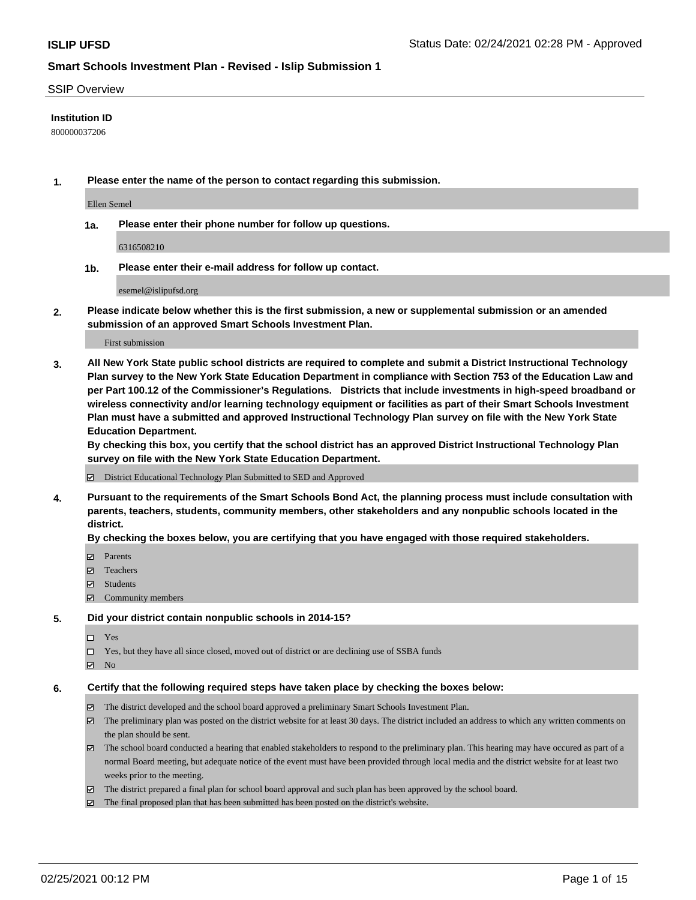**ISLIP UFSD** Status Date: 02/24/2021 02:28 PM - Approved

**Smart Schools Investment Plan - Revised - Islip Submission 1**

SSIP Overview

**Institution ID**

800000037206

**1. Please enter the name of the person to contact regarding this submission.**

Ellen Semel

**1a. Please enter their phone number for follow up questions.**

6316508210

**1b. Please enter their e-mail address for follow up contact.**

esemel@islipufsd.org

**2. Please indicate below whether this is the first submission, a new or supplemental submission or an amended submission of an approved Smart Schools Investment Plan.**

First submission

**3. All New York State public school districts are required to complete and submit a District Instructional Technology Plan survey to the New York State Education Department in compliance with Section 753 of the Education Law and per Part 100.12 of the Commissioner's Regulations. Districts that include investments in high-speed broadband or wireless connectivity and/or learning technology equipment or facilities as part of their Smart Schools Investment Plan must have a submitted and approved Instructional Technology Plan survey on file with the New York State Education Department.**
**By checking this box, you certify that the school district has an approved District Instructional Technology Plan survey on file with the New York State Education Department.**

- [x] District Educational Technology Plan Submitted to SED and Approved

**4. Pursuant to the requirements of the Smart Schools Bond Act, the planning process must include consultation with parents, teachers, students, community members, other stakeholders and any nonpublic schools located in the district.**
**By checking the boxes below, you are certifying that you have engaged with those required stakeholders.**

- [x] Parents
- [x] Teachers
- [x] Students
- [x] Community members

**5. Did your district contain nonpublic schools in 2014-15?**

- [ ] Yes
- [ ] Yes, but they have all since closed, moved out of district or are declining use of SSBA funds
- [x] No

**6. Certify that the following required steps have taken place by checking the boxes below:**

- [x] The district developed and the school board approved a preliminary Smart Schools Investment Plan.
- [x] The preliminary plan was posted on the district website for at least 30 days. The district included an address to which any written comments on the plan should be sent.
- [x] The school board conducted a hearing that enabled stakeholders to respond to the preliminary plan. This hearing may have occured as part of a normal Board meeting, but adequate notice of the event must have been provided through local media and the district website for at least two weeks prior to the meeting.
- [x] The district prepared a final plan for school board approval and such plan has been approved by the school board.
- [x] The final proposed plan that has been submitted has been posted on the district's website.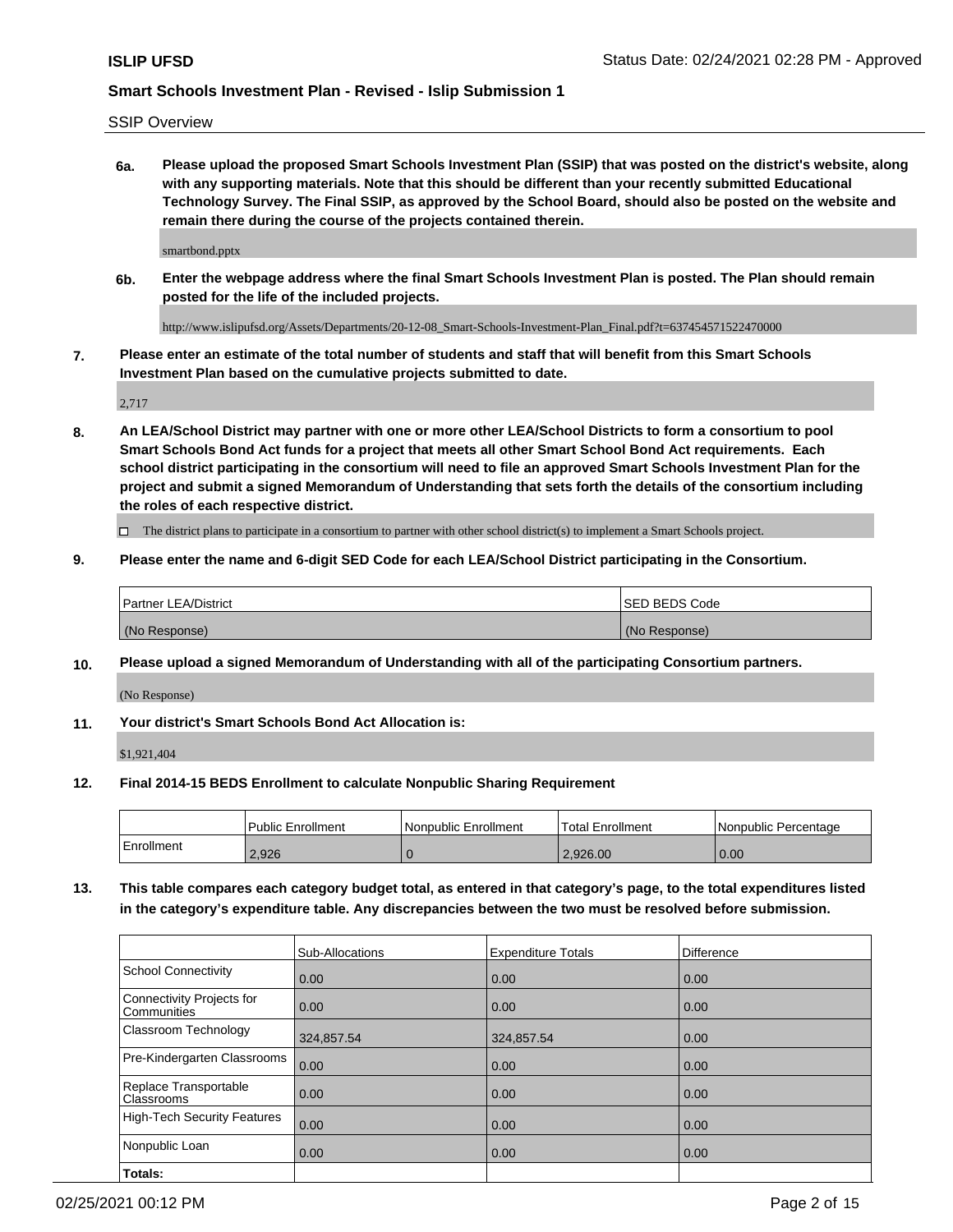SSIP Overview

**6a.** **Please upload the proposed Smart Schools Investment Plan (SSIP) that was posted on the district's website, along with any supporting materials. Note that this should be different than your recently submitted Educational Technology Survey. The Final SSIP, as approved by the School Board, should also be posted on the website and remain there during the course of the projects contained therein.**

smartbond.pptx

**6b.** **Enter the webpage address where the final Smart Schools Investment Plan is posted. The Plan should remain posted for the life of the included projects.**

http://www.islipufsd.org/Assets/Departments/20-12-08_Smart-Schools-Investment-Plan_Final.pdf?t=637454571522470000

**7.** **Please enter an estimate of the total number of students and staff that will benefit from this Smart Schools Investment Plan based on the cumulative projects submitted to date.**

2,717

**8.** **An LEA/School District may partner with one or more other LEA/School Districts to form a consortium to pool Smart Schools Bond Act funds for a project that meets all other Smart School Bond Act requirements. Each school district participating in the consortium will need to file an approved Smart Schools Investment Plan for the project and submit a signed Memorandum of Understanding that sets forth the details of the consortium including the roles of each respective district.**

☐ The district plans to participate in a consortium to partner with other school district(s) to implement a Smart Schools project.

**9.** **Please enter the name and 6-digit SED Code for each LEA/School District participating in the Consortium.**

| Partner LEA/District | SED BEDS Code |
|---|---|
| (No Response) | (No Response) |

**10.** **Please upload a signed Memorandum of Understanding with all of the participating Consortium partners.**

(No Response)

**11.** **Your district's Smart Schools Bond Act Allocation is:**

$1,921,404

**12.** **Final 2014-15 BEDS Enrollment to calculate Nonpublic Sharing Requirement**

| | Public Enrollment | Nonpublic Enrollment | Total Enrollment | Nonpublic Percentage |
|---|---|---|---|---|
| Enrollment | 2,926 | 0 | 2,926.00 | 0.00 |

**13.** **This table compares each category budget total, as entered in that category's page, to the total expenditures listed in the category's expenditure table. Any discrepancies between the two must be resolved before submission.**

| | Sub-Allocations | Expenditure Totals | Difference |
|---|---|---|---|
| School Connectivity | 0.00 | 0.00 | 0.00 |
| Connectivity Projects for Communities | 0.00 | 0.00 | 0.00 |
| Classroom Technology | 324,857.54 | 324,857.54 | 0.00 |
| Pre-Kindergarten Classrooms | 0.00 | 0.00 | 0.00 |
| Replace Transportable Classrooms | 0.00 | 0.00 | 0.00 |
| High-Tech Security Features | 0.00 | 0.00 | 0.00 |
| Nonpublic Loan | 0.00 | 0.00 | 0.00 |
| **Totals:** | | | |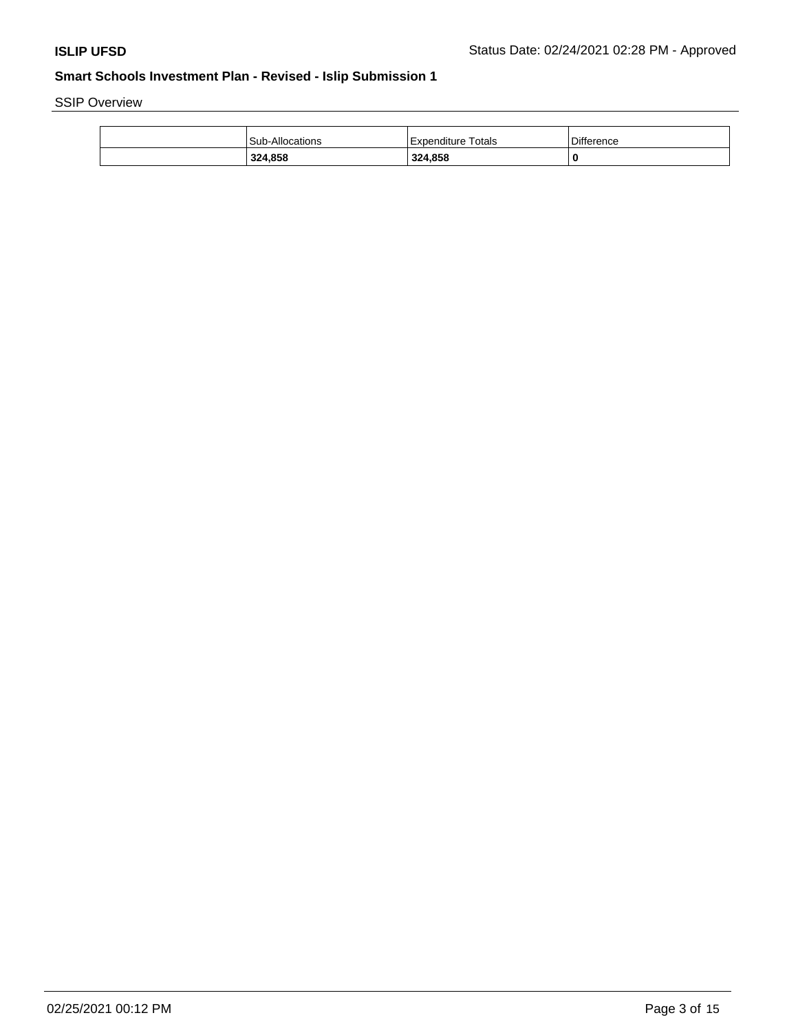SSIP Overview

| | Sub-Allocations | Expenditure Totals | Difference |
|---|---|---|---|
| | **324,858** | **324,858** | **0** |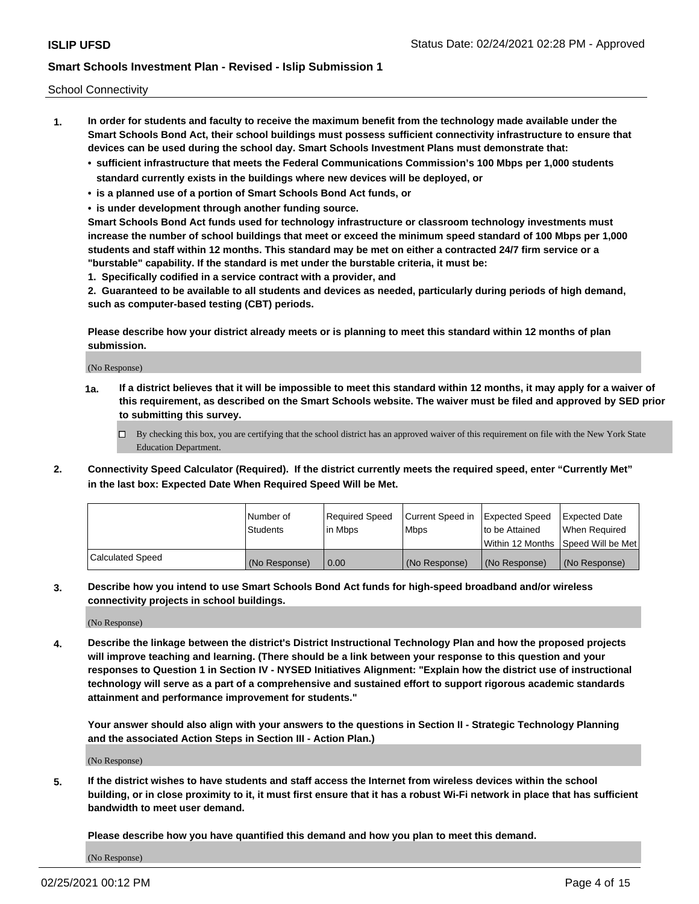School Connectivity

1. **In order for students and faculty to receive the maximum benefit from the technology made available under the Smart Schools Bond Act, their school buildings must possess sufficient connectivity infrastructure to ensure that devices can be used during the school day. Smart Schools Investment Plans must demonstrate that:**
   - **sufficient infrastructure that meets the Federal Communications Commission's 100 Mbps per 1,000 students standard currently exists in the buildings where new devices will be deployed, or**
   - **is a planned use of a portion of Smart Schools Bond Act funds, or**
   - **is under development through another funding source.**

   **Smart Schools Bond Act funds used for technology infrastructure or classroom technology investments must increase the number of school buildings that meet or exceed the minimum speed standard of 100 Mbps per 1,000 students and staff within 12 months. This standard may be met on either a contracted 24/7 firm service or a "burstable" capability. If the standard is met under the burstable criteria, it must be:**

   **1. Specifically codified in a service contract with a provider, and**

   **2. Guaranteed to be available to all students and devices as needed, particularly during periods of high demand, such as computer-based testing (CBT) periods.**

   **Please describe how your district already meets or is planning to meet this standard within 12 months of plan submission.**

   (No Response)

   **1a. If a district believes that it will be impossible to meet this standard within 12 months, it may apply for a waiver of this requirement, as described on the Smart Schools website. The waiver must be filed and approved by SED prior to submitting this survey.**

   ☐ By checking this box, you are certifying that the school district has an approved waiver of this requirement on file with the New York State Education Department.

2. **Connectivity Speed Calculator (Required). If the district currently meets the required speed, enter "Currently Met" in the last box: Expected Date When Required Speed Will be Met.**

| | Number of Students | Required Speed in Mbps | Current Speed in Mbps | Expected Speed to be Attained Within 12 Months | Expected Date When Required Speed Will be Met |
|---|---|---|---|---|---|
| Calculated Speed | (No Response) | 0.00 | (No Response) | (No Response) | (No Response) |

3. **Describe how you intend to use Smart Schools Bond Act funds for high-speed broadband and/or wireless connectivity projects in school buildings.**

   (No Response)

4. **Describe the linkage between the district's District Instructional Technology Plan and how the proposed projects will improve teaching and learning. (There should be a link between your response to this question and your responses to Question 1 in Section IV - NYSED Initiatives Alignment: "Explain how the district use of instructional technology will serve as a part of a comprehensive and sustained effort to support rigorous academic standards attainment and performance improvement for students."**

   **Your answer should also align with your answers to the questions in Section II - Strategic Technology Planning and the associated Action Steps in Section III - Action Plan.)**

   (No Response)

5. **If the district wishes to have students and staff access the Internet from wireless devices within the school building, or in close proximity to it, it must first ensure that it has a robust Wi-Fi network in place that has sufficient bandwidth to meet user demand.**

   **Please describe how you have quantified this demand and how you plan to meet this demand.**

   (No Response)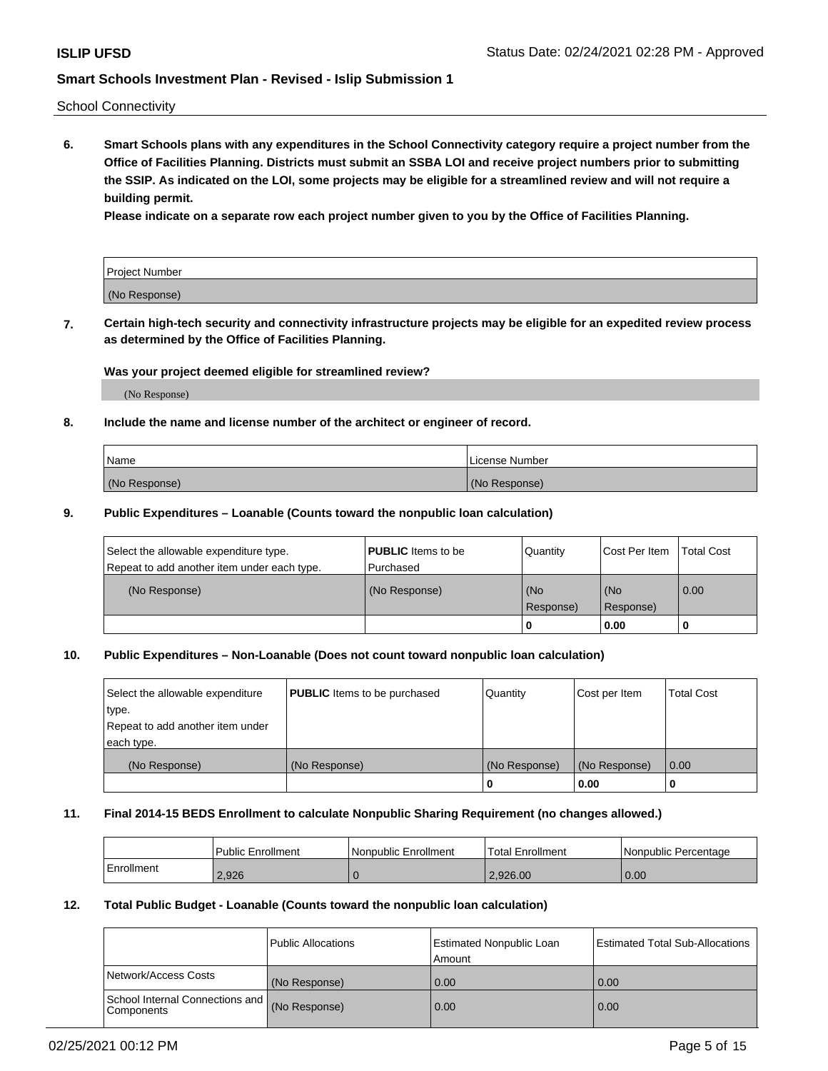School Connectivity

**6. Smart Schools plans with any expenditures in the School Connectivity category require a project number from the Office of Facilities Planning. Districts must submit an SSBA LOI and receive project numbers prior to submitting the SSIP. As indicated on the LOI, some projects may be eligible for a streamlined review and will not require a building permit.**

**Please indicate on a separate row each project number given to you by the Office of Facilities Planning.**

| Project Number |
|---|
| (No Response) |

**7. Certain high-tech security and connectivity infrastructure projects may be eligible for an expedited review process as determined by the Office of Facilities Planning.**

**Was your project deemed eligible for streamlined review?**

(No Response)

**8. Include the name and license number of the architect or engineer of record.**

| Name | License Number |
|---|---|
| (No Response) | (No Response) |

**9. Public Expenditures – Loanable (Counts toward the nonpublic loan calculation)**

| Select the allowable expenditure type. Repeat to add another item under each type. | **PUBLIC** Items to be Purchased | Quantity | Cost Per Item | Total Cost |
|---|---|---|---|---|
| (No Response) | (No Response) | (No Response) | (No Response) | 0.00 |
| | | 0 | 0.00 | 0 |

**10. Public Expenditures – Non-Loanable (Does not count toward nonpublic loan calculation)**

| Select the allowable expenditure type. Repeat to add another item under each type. | **PUBLIC** Items to be purchased | Quantity | Cost per Item | Total Cost |
|---|---|---|---|---|
| (No Response) | (No Response) | (No Response) | (No Response) | 0.00 |
| | | 0 | 0.00 | 0 |

**11. Final 2014-15 BEDS Enrollment to calculate Nonpublic Sharing Requirement (no changes allowed.)**

| | Public Enrollment | Nonpublic Enrollment | Total Enrollment | Nonpublic Percentage |
|---|---|---|---|---|
| Enrollment | 2,926 | 0 | 2,926.00 | 0.00 |

**12. Total Public Budget - Loanable (Counts toward the nonpublic loan calculation)**

| | Public Allocations | Estimated Nonpublic Loan Amount | Estimated Total Sub-Allocations |
|---|---|---|---|
| Network/Access Costs | (No Response) | 0.00 | 0.00 |
| School Internal Connections and Components | (No Response) | 0.00 | 0.00 |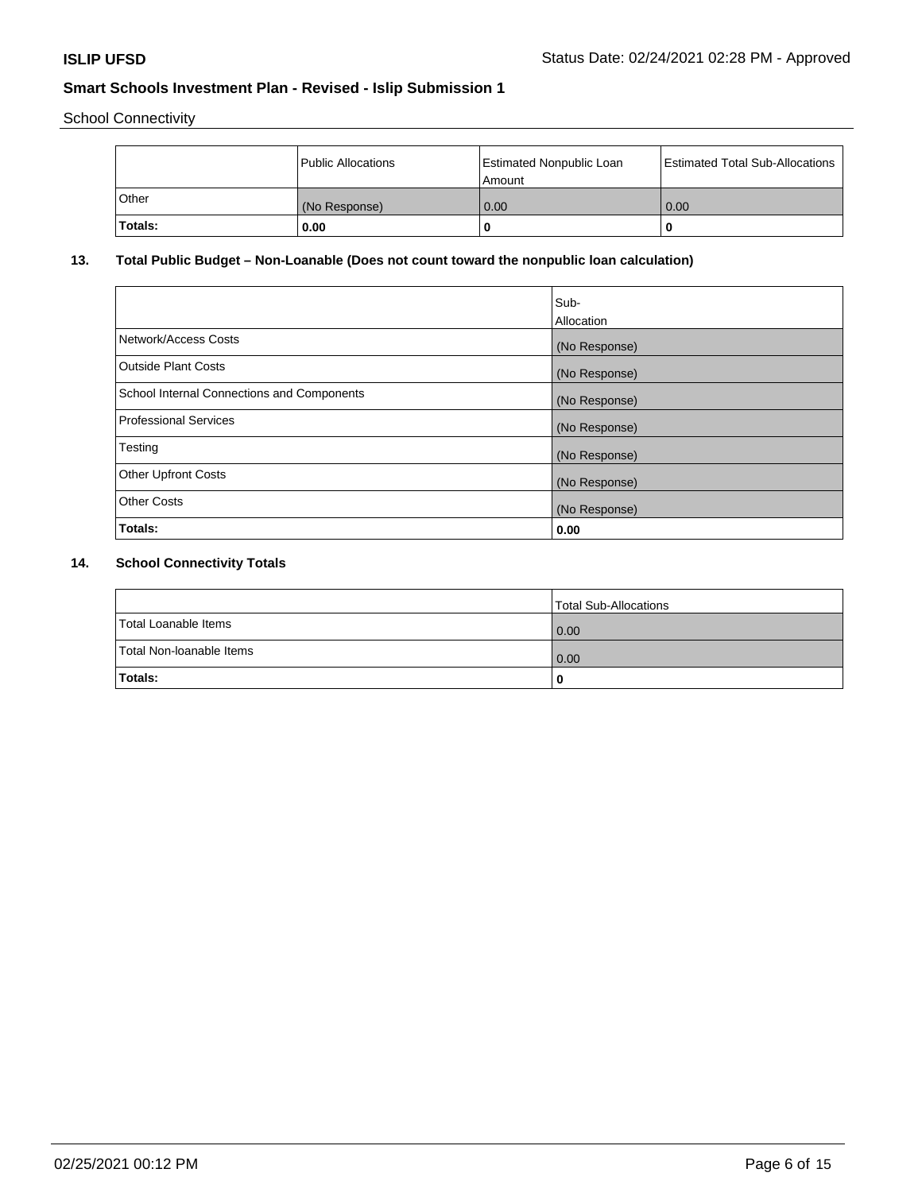School Connectivity

| | Public Allocations | Estimated Nonpublic Loan Amount | Estimated Total Sub-Allocations |
|---|---|---|---|
| Other | (No Response) | 0.00 | 0.00 |
| **Totals:** | **0.00** | **0** | **0** |

## 13. Total Public Budget – Non-Loanable (Does not count toward the nonpublic loan calculation)

| | Sub-Allocation |
|---|---|
| Network/Access Costs | (No Response) |
| Outside Plant Costs | (No Response) |
| School Internal Connections and Components | (No Response) |
| Professional Services | (No Response) |
| Testing | (No Response) |
| Other Upfront Costs | (No Response) |
| Other Costs | (No Response) |
| **Totals:** | **0.00** |

## 14. School Connectivity Totals

| | Total Sub-Allocations |
|---|---|
| Total Loanable Items | 0.00 |
| Total Non-loanable Items | 0.00 |
| **Totals:** | **0** |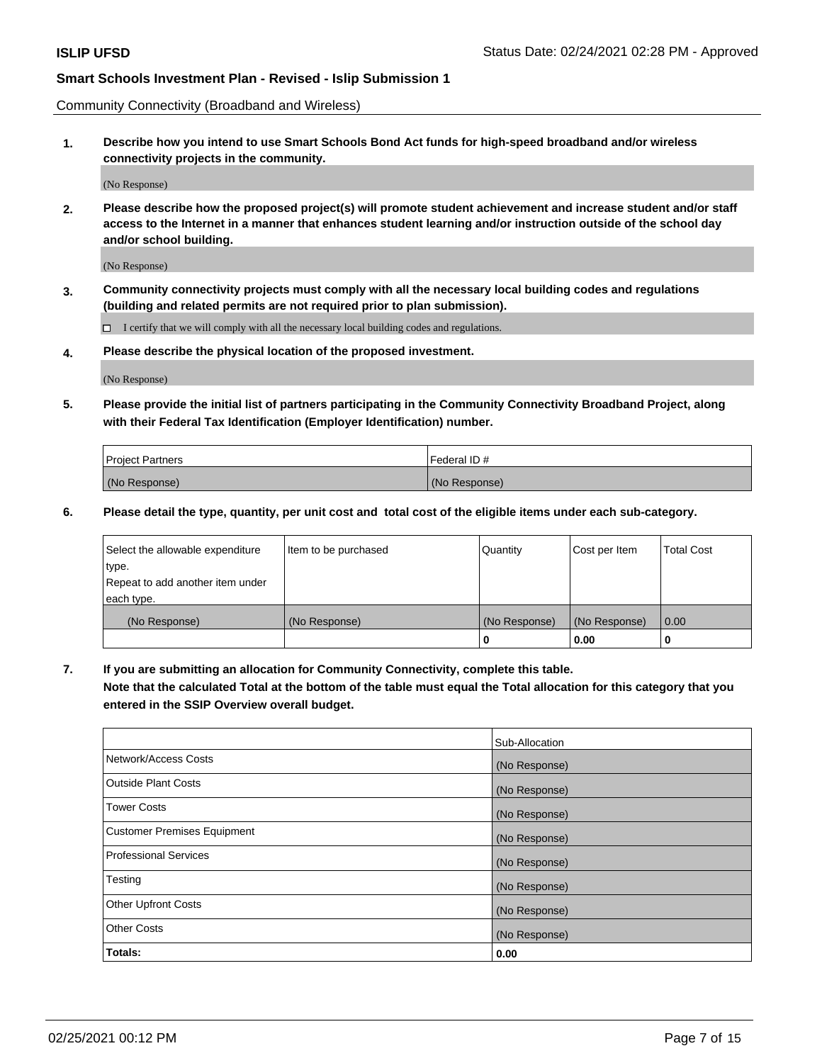Community Connectivity (Broadband and Wireless)

**1. Describe how you intend to use Smart Schools Bond Act funds for high-speed broadband and/or wireless connectivity projects in the community.**

(No Response)

**2. Please describe how the proposed project(s) will promote student achievement and increase student and/or staff access to the Internet in a manner that enhances student learning and/or instruction outside of the school day and/or school building.**

(No Response)

**3. Community connectivity projects must comply with all the necessary local building codes and regulations (building and related permits are not required prior to plan submission).**

☐ I certify that we will comply with all the necessary local building codes and regulations.

**4. Please describe the physical location of the proposed investment.**

(No Response)

**5. Please provide the initial list of partners participating in the Community Connectivity Broadband Project, along with their Federal Tax Identification (Employer Identification) number.**

| Project Partners | Federal ID # |
|---|---|
| (No Response) | (No Response) |

**6. Please detail the type, quantity, per unit cost and total cost of the eligible items under each sub-category.**

| Select the allowable expenditure type. Repeat to add another item under each type. | Item to be purchased | Quantity | Cost per Item | Total Cost |
|---|---|---|---|---|
| (No Response) | (No Response) | (No Response) | (No Response) | 0.00 |
| | | **0** | **0.00** | **0** |

**7. If you are submitting an allocation for Community Connectivity, complete this table. Note that the calculated Total at the bottom of the table must equal the Total allocation for this category that you entered in the SSIP Overview overall budget.**

| | Sub-Allocation |
|---|---|
| Network/Access Costs | (No Response) |
| Outside Plant Costs | (No Response) |
| Tower Costs | (No Response) |
| Customer Premises Equipment | (No Response) |
| Professional Services | (No Response) |
| Testing | (No Response) |
| Other Upfront Costs | (No Response) |
| Other Costs | (No Response) |
| **Totals:** | **0.00** |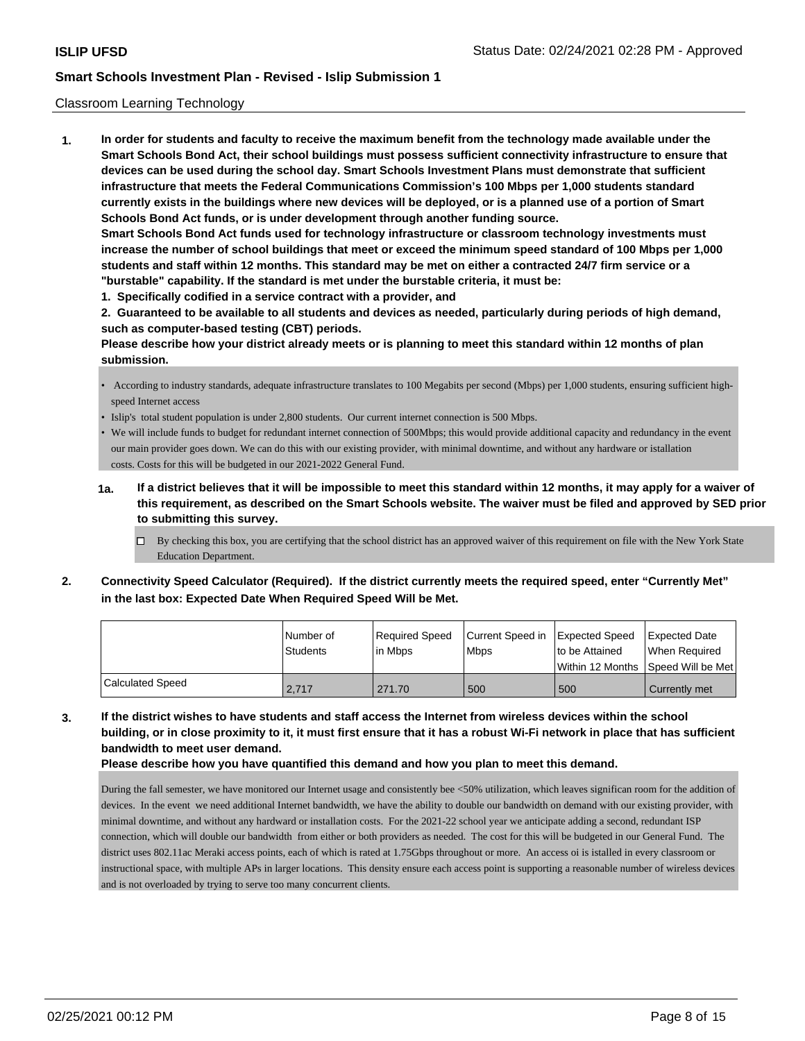Classroom Learning Technology

**1. In order for students and faculty to receive the maximum benefit from the technology made available under the Smart Schools Bond Act, their school buildings must possess sufficient connectivity infrastructure to ensure that devices can be used during the school day. Smart Schools Investment Plans must demonstrate that sufficient infrastructure that meets the Federal Communications Commission's 100 Mbps per 1,000 students standard currently exists in the buildings where new devices will be deployed, or is a planned use of a portion of Smart Schools Bond Act funds, or is under development through another funding source.**

**Smart Schools Bond Act funds used for technology infrastructure or classroom technology investments must increase the number of school buildings that meet or exceed the minimum speed standard of 100 Mbps per 1,000 students and staff within 12 months. This standard may be met on either a contracted 24/7 firm service or a "burstable" capability. If the standard is met under the burstable criteria, it must be:**

**1. Specifically codified in a service contract with a provider, and**

**2. Guaranteed to be available to all students and devices as needed, particularly during periods of high demand, such as computer-based testing (CBT) periods.**

**Please describe how your district already meets or is planning to meet this standard within 12 months of plan submission.**

- According to industry standards, adequate infrastructure translates to 100 Megabits per second (Mbps) per 1,000 students, ensuring sufficient high-speed Internet access
- Islip's total student population is under 2,800 students. Our current internet connection is 500 Mbps.
- We will include funds to budget for redundant internet connection of 500Mbps; this would provide additional capacity and redundancy in the event our main provider goes down. We can do this with our existing provider, with minimal downtime, and without any hardware or istallation costs. Costs for this will be budgeted in our 2021-2022 General Fund.

**1a. If a district believes that it will be impossible to meet this standard within 12 months, it may apply for a waiver of this requirement, as described on the Smart Schools website. The waiver must be filed and approved by SED prior to submitting this survey.**

☐ By checking this box, you are certifying that the school district has an approved waiver of this requirement on file with the New York State Education Department.

**2. Connectivity Speed Calculator (Required). If the district currently meets the required speed, enter "Currently Met" in the last box: Expected Date When Required Speed Will be Met.**

| | Number of Students | Required Speed in Mbps | Current Speed in Mbps | Expected Speed to be Attained Within 12 Months | Expected Date When Required Speed Will be Met |
|---|---|---|---|---|---|
| Calculated Speed | 2,717 | 271.70 | 500 | 500 | Currently met |

**3. If the district wishes to have students and staff access the Internet from wireless devices within the school building, or in close proximity to it, it must first ensure that it has a robust Wi-Fi network in place that has sufficient bandwidth to meet user demand.**

**Please describe how you have quantified this demand and how you plan to meet this demand.**

During the fall semester, we have monitored our Internet usage and consistently bee <50% utilization, which leaves significan room for the addition of devices. In the event we need additional Internet bandwidth, we have the ability to double our bandwidth on demand with our existing provider, with minimal downtime, and without any hardware or installation costs. For the 2021-22 school year we anticipate adding a second, redundant ISP connection, which will double our bandwidth from either or both providers as needed. The cost for this will be budgeted in our General Fund. The district uses 802.11ac Meraki access points, each of which is rated at 1.75Gbps throughout or more. An access oi is istalled in every classroom or instructional space, with multiple APs in larger locations. This density ensure each access point is supporting a reasonable number of wireless devices and is not overloaded by trying to serve too many concurrent clients.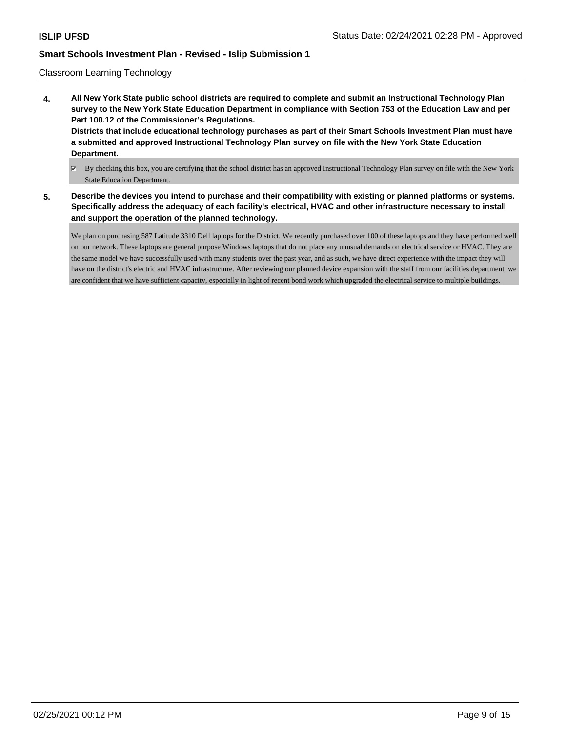Classroom Learning Technology

**4. All New York State public school districts are required to complete and submit an Instructional Technology Plan survey to the New York State Education Department in compliance with Section 753 of the Education Law and per Part 100.12 of the Commissioner's Regulations.**
**Districts that include educational technology purchases as part of their Smart Schools Investment Plan must have a submitted and approved Instructional Technology Plan survey on file with the New York State Education Department.**

☑ By checking this box, you are certifying that the school district has an approved Instructional Technology Plan survey on file with the New York State Education Department.

**5. Describe the devices you intend to purchase and their compatibility with existing or planned platforms or systems. Specifically address the adequacy of each facility's electrical, HVAC and other infrastructure necessary to install and support the operation of the planned technology.**

We plan on purchasing 587 Latitude 3310 Dell laptops for the District. We recently purchased over 100 of these laptops and they have performed well on our network. These laptops are general purpose Windows laptops that do not place any unusual demands on electrical service or HVAC. They are the same model we have successfully used with many students over the past year, and as such, we have direct experience with the impact they will have on the district's electric and HVAC infrastructure. After reviewing our planned device expansion with the staff from our facilities department, we are confident that we have sufficient capacity, especially in light of recent bond work which upgraded the electrical service to multiple buildings.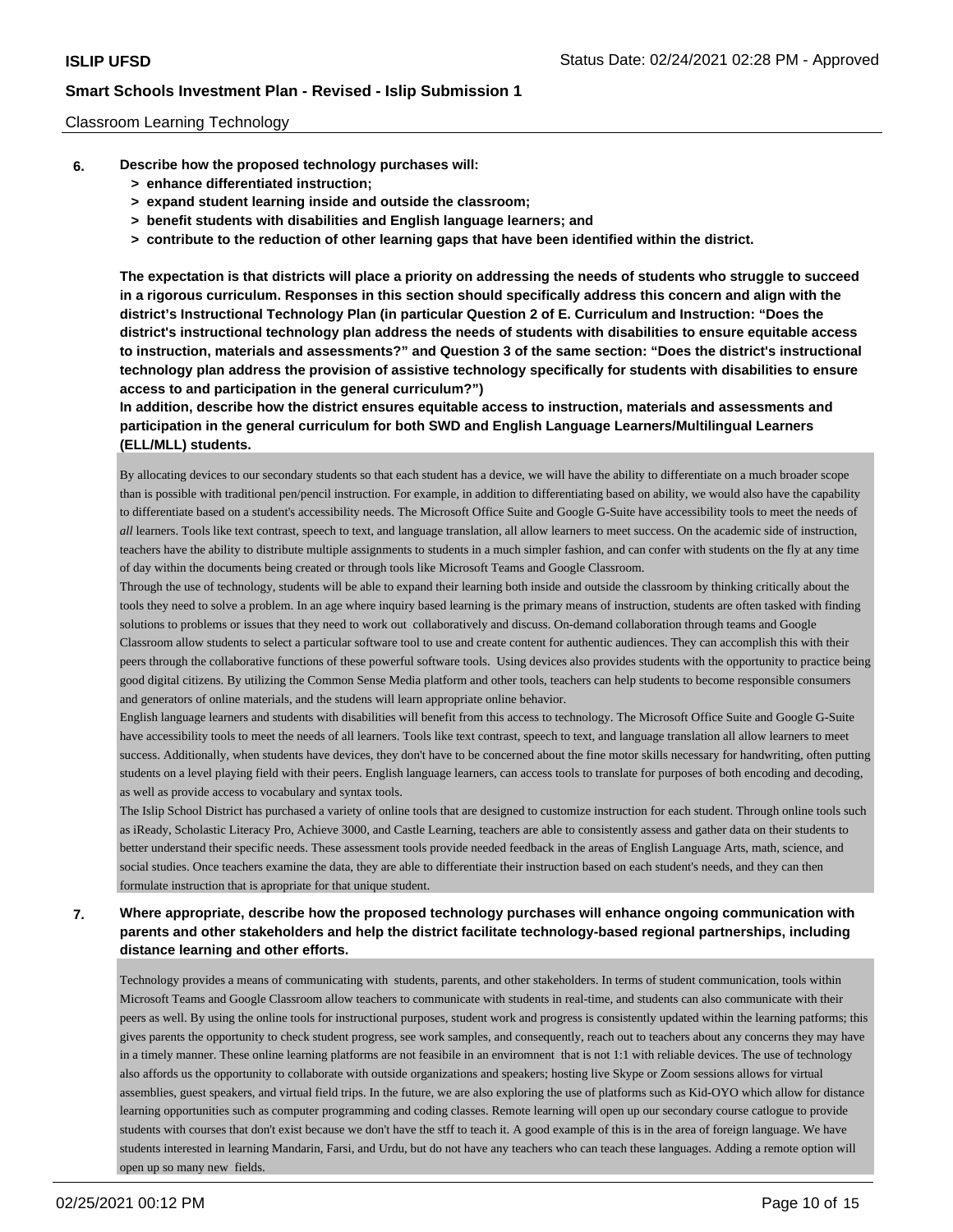Classroom Learning Technology

**6. Describe how the proposed technology purchases will:**
- **> enhance differentiated instruction;**
- **> expand student learning inside and outside the classroom;**
- **> benefit students with disabilities and English language learners; and**
- **> contribute to the reduction of other learning gaps that have been identified within the district.**

**The expectation is that districts will place a priority on addressing the needs of students who struggle to succeed in a rigorous curriculum. Responses in this section should specifically address this concern and align with the district's Instructional Technology Plan (in particular Question 2 of E. Curriculum and Instruction: "Does the district's instructional technology plan address the needs of students with disabilities to ensure equitable access to instruction, materials and assessments?" and Question 3 of the same section: "Does the district's instructional technology plan address the provision of assistive technology specifically for students with disabilities to ensure access to and participation in the general curriculum?")**
**In addition, describe how the district ensures equitable access to instruction, materials and assessments and participation in the general curriculum for both SWD and English Language Learners/Multilingual Learners (ELL/MLL) students.**

By allocating devices to our secondary students so that each student has a device, we will have the ability to differentiate on a much broader scope than is possible with traditional pen/pencil instruction. For example, in addition to differentiating based on ability, we would also have the capability to differentiate based on a student's accessibility needs. The Microsoft Office Suite and Google G-Suite have accessibility tools to meet the needs of *all* learners. Tools like text contrast, speech to text, and language translation, all allow learners to meet success. On the academic side of instruction, teachers have the ability to distribute multiple assignments to students in a much simpler fashion, and can confer with students on the fly at any time of day within the documents being created or through tools like Microsoft Teams and Google Classroom.
Through the use of technology, students will be able to expand their learning both inside and outside the classroom by thinking critically about the tools they need to solve a problem. In an age where inquiry based learning is the primary means of instruction, students are often tasked with finding solutions to problems or issues that they need to work out collaboratively and discuss. On-demand collaboration through teams and Google Classroom allow students to select a particular software tool to use and create content for authentic audiences. They can accomplish this with their peers through the collaborative functions of these powerful software tools. Using devices also provides students with the opportunity to practice being good digital citizens. By utilizing the Common Sense Media platform and other tools, teachers can help students to become responsible consumers and generators of online materials, and the studens will learn appropriate online behavior.
English language learners and students with disabilities will benefit from this access to technology. The Microsoft Office Suite and Google G-Suite have accessibility tools to meet the needs of all learners. Tools like text contrast, speech to text, and language translation all allow learners to meet success. Additionally, when students have devices, they don't have to be concerned about the fine motor skills necessary for handwriting, often putting students on a level playing field with their peers. English language learners, can access tools to translate for purposes of both encoding and decoding, as well as provide access to vocabulary and syntax tools.
The Islip School District has purchased a variety of online tools that are designed to customize instruction for each student. Through online tools such as iReady, Scholastic Literacy Pro, Achieve 3000, and Castle Learning, teachers are able to consistently assess and gather data on their students to better understand their specific needs. These assessment tools provide needed feedback in the areas of English Language Arts, math, science, and social studies. Once teachers examine the data, they are able to differentiate their instruction based on each student's needs, and they can then formulate instruction that is apropriate for that unique student.

**7. Where appropriate, describe how the proposed technology purchases will enhance ongoing communication with parents and other stakeholders and help the district facilitate technology-based regional partnerships, including distance learning and other efforts.**

Technology provides a means of communicating with students, parents, and other stakeholders. In terms of student communication, tools within Microsoft Teams and Google Classroom allow teachers to communicate with students in real-time, and students can also communicate with their peers as well. By using the online tools for instructional purposes, student work and progress is consistently updated within the learning patforms; this gives parents the opportunity to check student progress, see work samples, and consequently, reach out to teachers about any concerns they may have in a timely manner. These online learning platforms are not feasibile in an enviromnent that is not 1:1 with reliable devices. The use of technology also affords us the opportunity to collaborate with outside organizations and speakers; hosting live Skype or Zoom sessions allows for virtual assemblies, guest speakers, and virtual field trips. In the future, we are also exploring the use of platforms such as Kid-OYO which allow for distance learning opportunities such as computer programming and coding classes. Remote learning will open up our secondary course catlogue to provide students with courses that don't exist because we don't have the stff to teach it. A good example of this is in the area of foreign language. We have students interested in learning Mandarin, Farsi, and Urdu, but do not have any teachers who can teach these languages. Adding a remote option will open up so many new fields.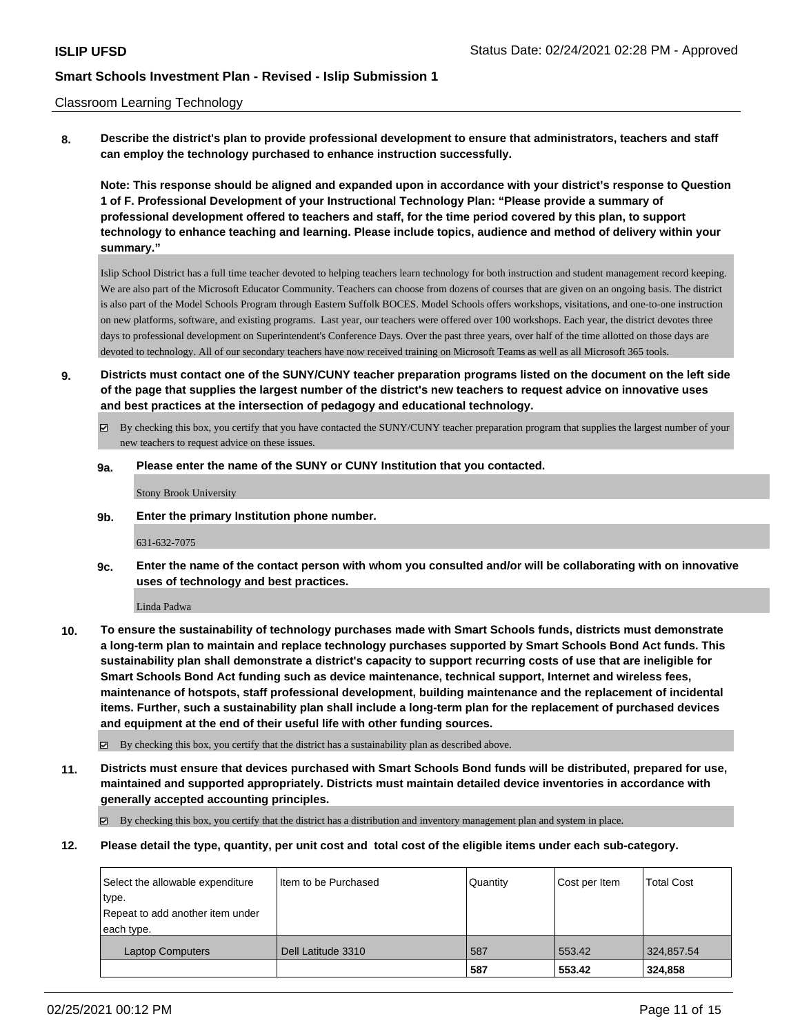Classroom Learning Technology

**8. Describe the district's plan to provide professional development to ensure that administrators, teachers and staff can employ the technology purchased to enhance instruction successfully.**

**Note: This response should be aligned and expanded upon in accordance with your district's response to Question 1 of F. Professional Development of your Instructional Technology Plan: "Please provide a summary of professional development offered to teachers and staff, for the time period covered by this plan, to support technology to enhance teaching and learning. Please include topics, audience and method of delivery within your summary."**

Islip School District has a full time teacher devoted to helping teachers learn technology for both instruction and student management record keeping. We are also part of the Microsoft Educator Community. Teachers can choose from dozens of courses that are given on an ongoing basis. The district is also part of the Model Schools Program through Eastern Suffolk BOCES. Model Schools offers workshops, visitations, and one-to-one instruction on new platforms, software, and existing programs. Last year, our teachers were offered over 100 workshops. Each year, the district devotes three days to professional development on Superintendent's Conference Days. Over the past three years, over half of the time allotted on those days are devoted to technology. All of our secondary teachers have now received training on Microsoft Teams as well as all Microsoft 365 tools.

**9. Districts must contact one of the SUNY/CUNY teacher preparation programs listed on the document on the left side of the page that supplies the largest number of the district's new teachers to request advice on innovative uses and best practices at the intersection of pedagogy and educational technology.**

☑ By checking this box, you certify that you have contacted the SUNY/CUNY teacher preparation program that supplies the largest number of your new teachers to request advice on these issues.

**9a. Please enter the name of the SUNY or CUNY Institution that you contacted.**

Stony Brook University

**9b. Enter the primary Institution phone number.**

631-632-7075

**9c. Enter the name of the contact person with whom you consulted and/or will be collaborating with on innovative uses of technology and best practices.**

Linda Padwa

**10. To ensure the sustainability of technology purchases made with Smart Schools funds, districts must demonstrate a long-term plan to maintain and replace technology purchases supported by Smart Schools Bond Act funds. This sustainability plan shall demonstrate a district's capacity to support recurring costs of use that are ineligible for Smart Schools Bond Act funding such as device maintenance, technical support, Internet and wireless fees, maintenance of hotspots, staff professional development, building maintenance and the replacement of incidental items. Further, such a sustainability plan shall include a long-term plan for the replacement of purchased devices and equipment at the end of their useful life with other funding sources.**

☑ By checking this box, you certify that the district has a sustainability plan as described above.

**11. Districts must ensure that devices purchased with Smart Schools Bond funds will be distributed, prepared for use, maintained and supported appropriately. Districts must maintain detailed device inventories in accordance with generally accepted accounting principles.**

☑ By checking this box, you certify that the district has a distribution and inventory management plan and system in place.

**12. Please detail the type, quantity, per unit cost and total cost of the eligible items under each sub-category.**

| Select the allowable expenditure type. Repeat to add another item under each type. | Item to be Purchased | Quantity | Cost per Item | Total Cost |
|---|---|---|---|---|
| Laptop Computers | Dell Latitude 3310 | 587 | 553.42 | 324,857.54 |
| | | **587** | **553.42** | **324,858** |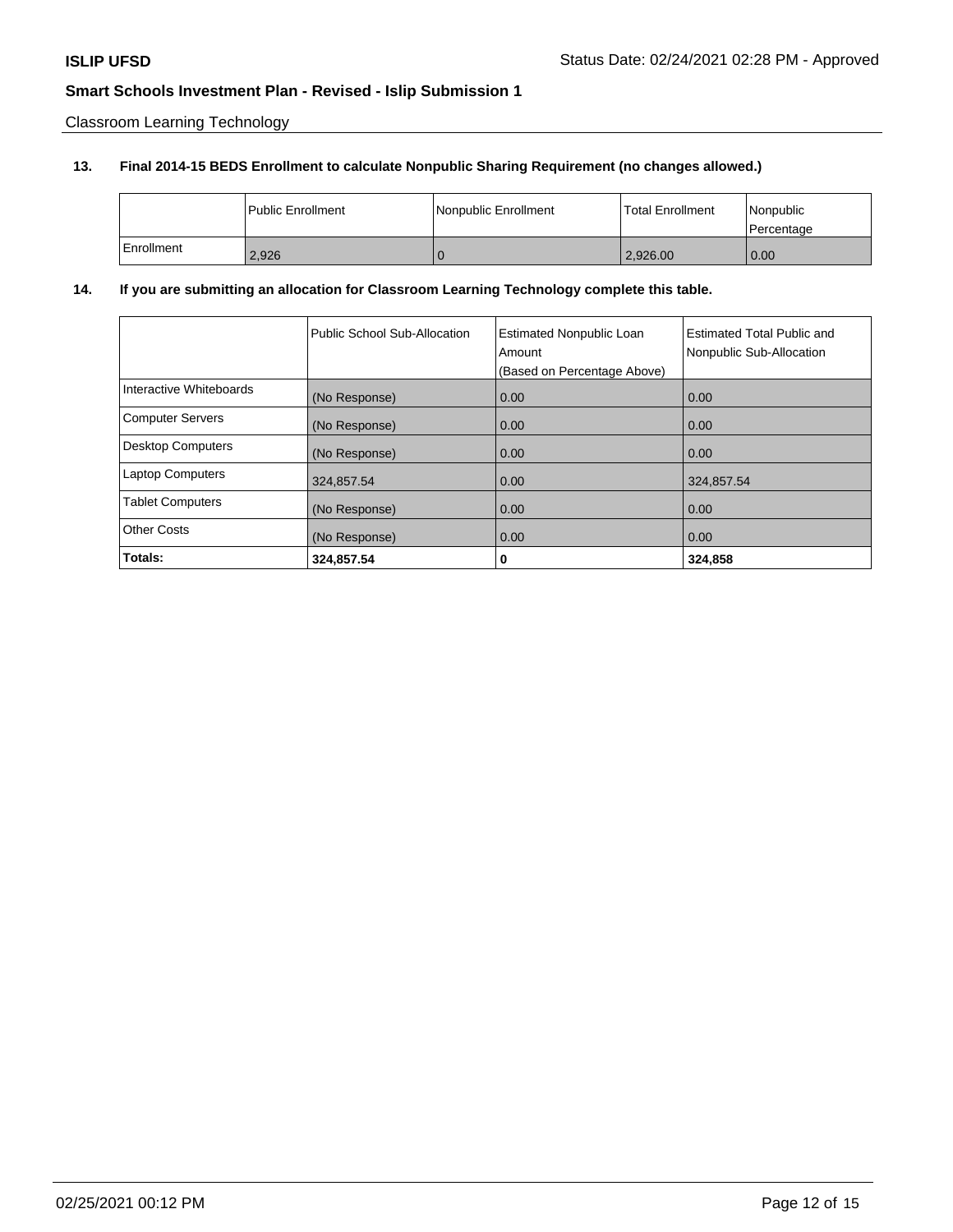Classroom Learning Technology

**13. Final 2014-15 BEDS Enrollment to calculate Nonpublic Sharing Requirement (no changes allowed.)**

| | Public Enrollment | Nonpublic Enrollment | Total Enrollment | Nonpublic Percentage |
|---|---|---|---|---|
| Enrollment | 2,926 | 0 | 2,926.00 | 0.00 |

**14. If you are submitting an allocation for Classroom Learning Technology complete this table.**

| | Public School Sub-Allocation | Estimated Nonpublic Loan Amount (Based on Percentage Above) | Estimated Total Public and Nonpublic Sub-Allocation |
|---|---|---|---|
| Interactive Whiteboards | (No Response) | 0.00 | 0.00 |
| Computer Servers | (No Response) | 0.00 | 0.00 |
| Desktop Computers | (No Response) | 0.00 | 0.00 |
| Laptop Computers | 324,857.54 | 0.00 | 324,857.54 |
| Tablet Computers | (No Response) | 0.00 | 0.00 |
| Other Costs | (No Response) | 0.00 | 0.00 |
| **Totals:** | **324,857.54** | **0** | **324,858** |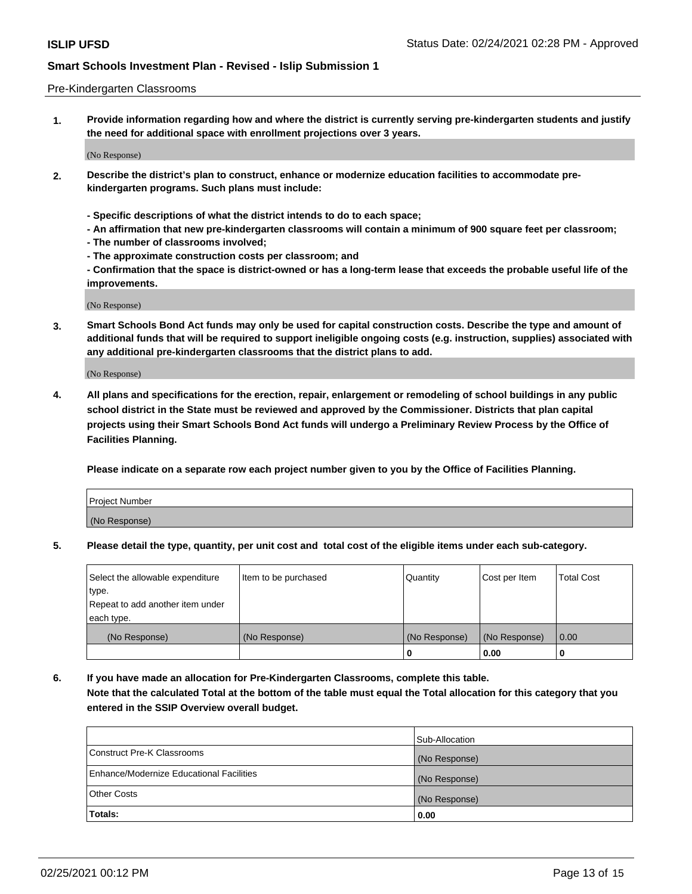Pre-Kindergarten Classrooms

**1. Provide information regarding how and where the district is currently serving pre-kindergarten students and justify the need for additional space with enrollment projections over 3 years.**

(No Response)

**2. Describe the district's plan to construct, enhance or modernize education facilities to accommodate pre-kindergarten programs. Such plans must include:**

**- Specific descriptions of what the district intends to do to each space;**
**- An affirmation that new pre-kindergarten classrooms will contain a minimum of 900 square feet per classroom;**
**- The number of classrooms involved;**
**- The approximate construction costs per classroom; and**
**- Confirmation that the space is district-owned or has a long-term lease that exceeds the probable useful life of the improvements.**

(No Response)

**3. Smart Schools Bond Act funds may only be used for capital construction costs. Describe the type and amount of additional funds that will be required to support ineligible ongoing costs (e.g. instruction, supplies) associated with any additional pre-kindergarten classrooms that the district plans to add.**

(No Response)

**4. All plans and specifications for the erection, repair, enlargement or remodeling of school buildings in any public school district in the State must be reviewed and approved by the Commissioner. Districts that plan capital projects using their Smart Schools Bond Act funds will undergo a Preliminary Review Process by the Office of Facilities Planning.**

**Please indicate on a separate row each project number given to you by the Office of Facilities Planning.**

| Project Number |
|---|
| (No Response) |

**5. Please detail the type, quantity, per unit cost and total cost of the eligible items under each sub-category.**

| Select the allowable expenditure type. Repeat to add another item under each type. | Item to be purchased | Quantity | Cost per Item | Total Cost |
|---|---|---|---|---|
| (No Response) | (No Response) | (No Response) | (No Response) | 0.00 |
| | | 0 | 0.00 | 0 |

**6. If you have made an allocation for Pre-Kindergarten Classrooms, complete this table.**
**Note that the calculated Total at the bottom of the table must equal the Total allocation for this category that you entered in the SSIP Overview overall budget.**

| | Sub-Allocation |
|---|---|
| Construct Pre-K Classrooms | (No Response) |
| Enhance/Modernize Educational Facilities | (No Response) |
| Other Costs | (No Response) |
| **Totals:** | **0.00** |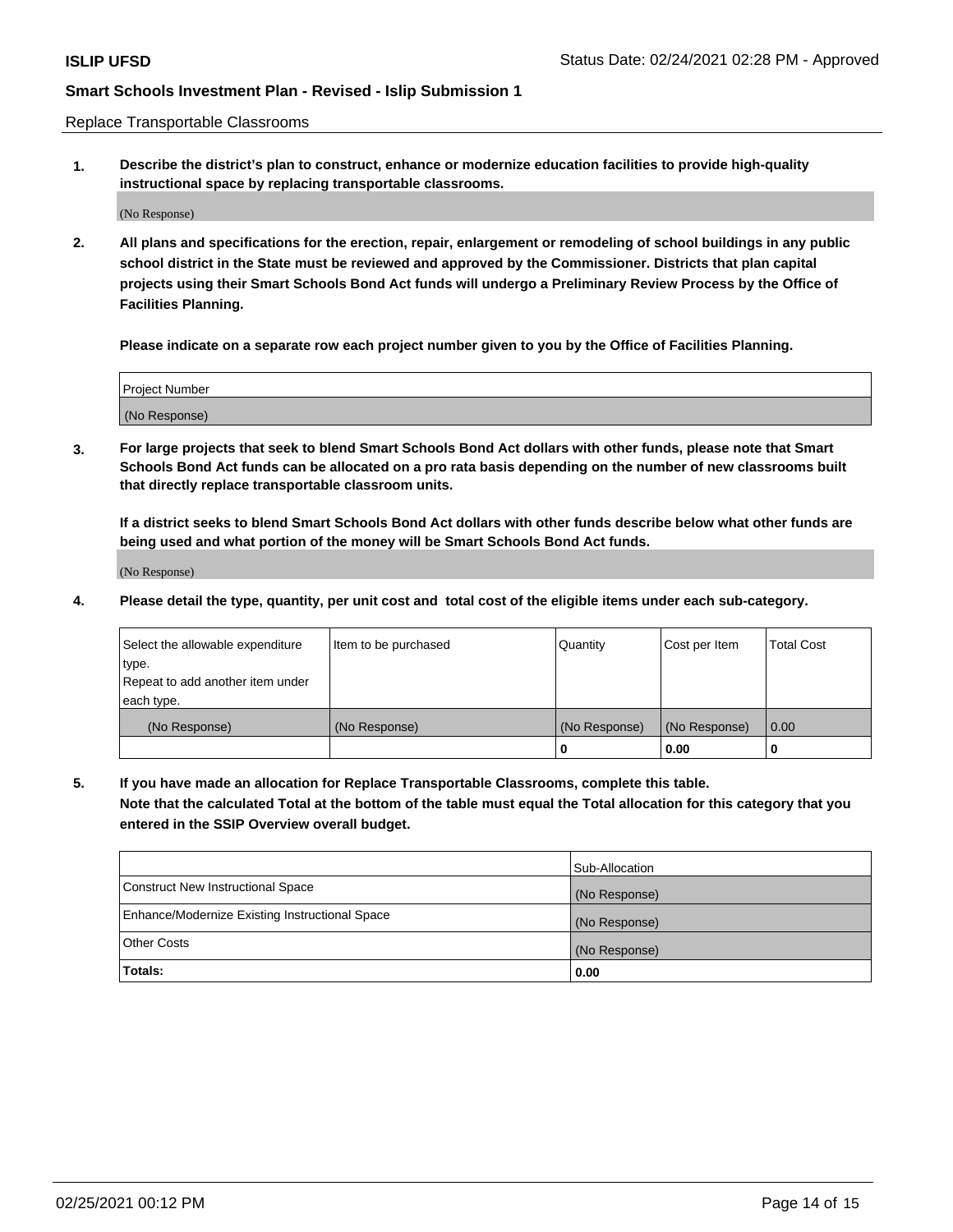Replace Transportable Classrooms

**1. Describe the district's plan to construct, enhance or modernize education facilities to provide high-quality instructional space by replacing transportable classrooms.**

(No Response)

**2. All plans and specifications for the erection, repair, enlargement or remodeling of school buildings in any public school district in the State must be reviewed and approved by the Commissioner. Districts that plan capital projects using their Smart Schools Bond Act funds will undergo a Preliminary Review Process by the Office of Facilities Planning.**

**Please indicate on a separate row each project number given to you by the Office of Facilities Planning.**

| Project Number |
| --- |
| (No Response) |

**3. For large projects that seek to blend Smart Schools Bond Act dollars with other funds, please note that Smart Schools Bond Act funds can be allocated on a pro rata basis depending on the number of new classrooms built that directly replace transportable classroom units.**

**If a district seeks to blend Smart Schools Bond Act dollars with other funds describe below what other funds are being used and what portion of the money will be Smart Schools Bond Act funds.**

(No Response)

**4. Please detail the type, quantity, per unit cost and total cost of the eligible items under each sub-category.**

| Select the allowable expenditure type. Repeat to add another item under each type. | Item to be purchased | Quantity | Cost per Item | Total Cost |
| --- | --- | --- | --- | --- |
| (No Response) | (No Response) | (No Response) | (No Response) | 0.00 |
| | | 0 | 0.00 | 0 |

**5. If you have made an allocation for Replace Transportable Classrooms, complete this table. Note that the calculated Total at the bottom of the table must equal the Total allocation for this category that you entered in the SSIP Overview overall budget.**

| | Sub-Allocation |
| --- | --- |
| Construct New Instructional Space | (No Response) |
| Enhance/Modernize Existing Instructional Space | (No Response) |
| Other Costs | (No Response) |
| **Totals:** | **0.00** |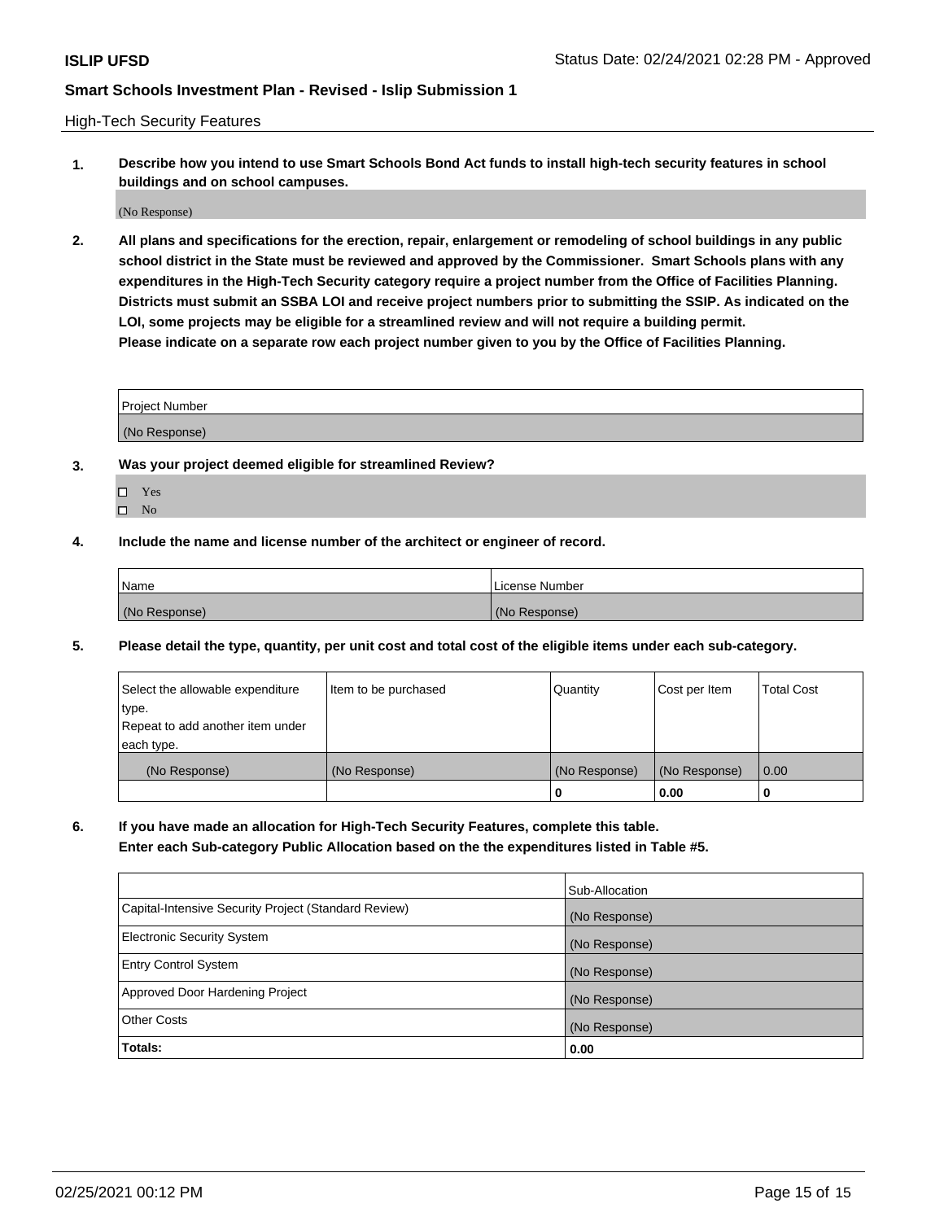High-Tech Security Features

**1. Describe how you intend to use Smart Schools Bond Act funds to install high-tech security features in school buildings and on school campuses.**

(No Response)

**2. All plans and specifications for the erection, repair, enlargement or remodeling of school buildings in any public school district in the State must be reviewed and approved by the Commissioner. Smart Schools plans with any expenditures in the High-Tech Security category require a project number from the Office of Facilities Planning. Districts must submit an SSBA LOI and receive project numbers prior to submitting the SSIP. As indicated on the LOI, some projects may be eligible for a streamlined review and will not require a building permit. Please indicate on a separate row each project number given to you by the Office of Facilities Planning.**

| Project Number |
| --- |
| (No Response) |

**3. Was your project deemed eligible for streamlined Review?**

- ☐ Yes
- ☐ No

**4. Include the name and license number of the architect or engineer of record.**

| Name | License Number |
| --- | --- |
| (No Response) | (No Response) |

**5. Please detail the type, quantity, per unit cost and total cost of the eligible items under each sub-category.**

| Select the allowable expenditure type. Repeat to add another item under each type. | Item to be purchased | Quantity | Cost per Item | Total Cost |
| --- | --- | --- | --- | --- |
| (No Response) | (No Response) | (No Response) | (No Response) | 0.00 |
| | | 0 | 0.00 | 0 |

**6. If you have made an allocation for High-Tech Security Features, complete this table. Enter each Sub-category Public Allocation based on the the expenditures listed in Table #5.**

| | Sub-Allocation |
| --- | --- |
| Capital-Intensive Security Project (Standard Review) | (No Response) |
| Electronic Security System | (No Response) |
| Entry Control System | (No Response) |
| Approved Door Hardening Project | (No Response) |
| Other Costs | (No Response) |
| **Totals:** | **0.00** |